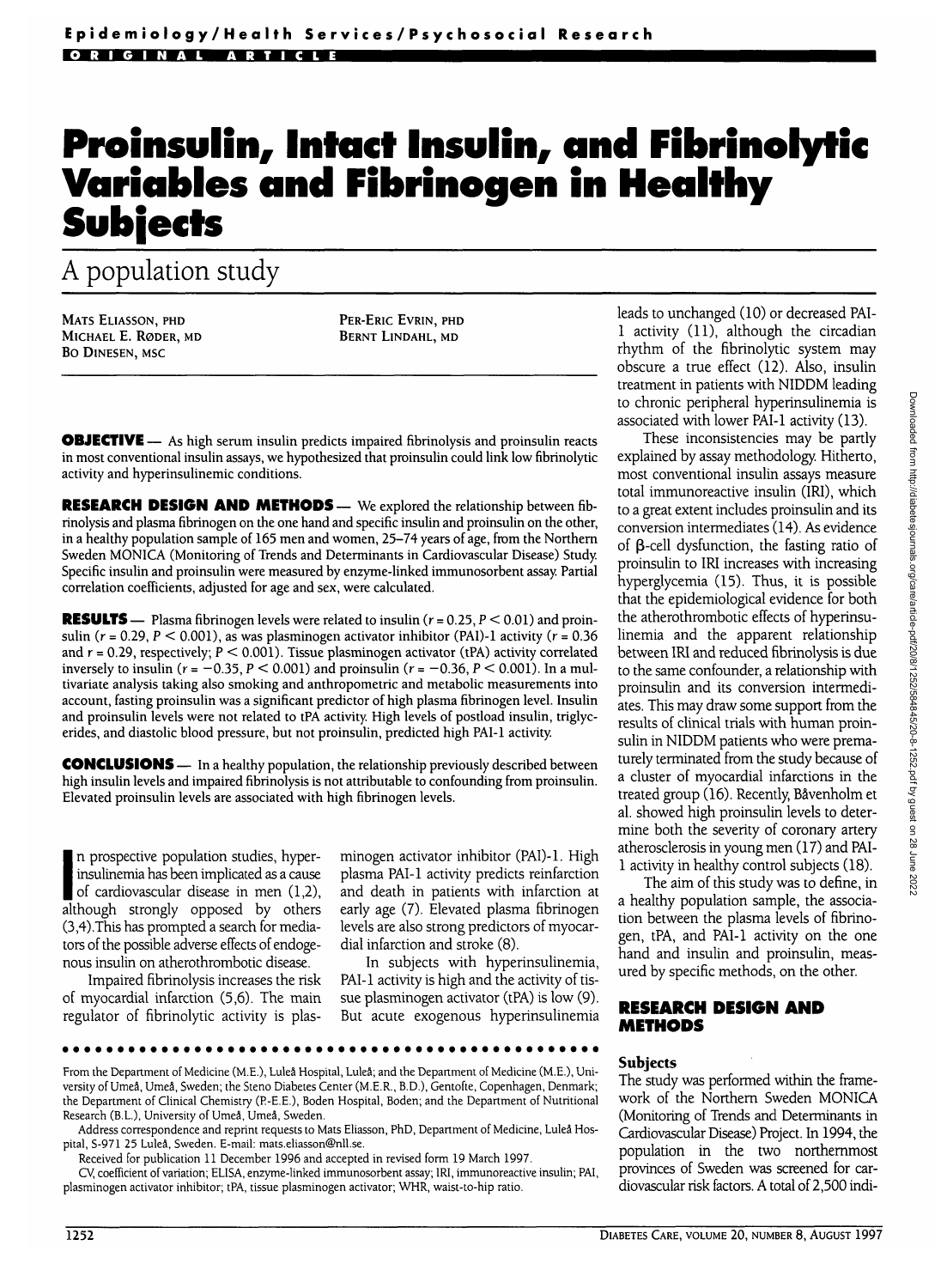# Proinsulin, Intact Insulin, and Fibrinolytic Variables and Fibrinogen in Healthy Subjects

## A population study

MATS ELIASSON, PHD
MICHAEL E. RØDER, MD
BO DINESEN, MSC
PER-ERIC EVRIN, PHD
BERNT LINDAHL, MD

**OBJECTIVE** — As high serum insulin predicts impaired fibrinolysis and proinsulin reacts in most conventional insulin assays, we hypothesized that proinsulin could link low fibrinolytic activity and hyperinsulinemic conditions.

**RESEARCH DESIGN AND METHODS** — We explored the relationship between fibrinolysis and plasma fibrinogen on the one hand and specific insulin and proinsulin on the other, in a healthy population sample of 165 men and women, 25–74 years of age, from the Northern Sweden MONICA (Monitoring of Trends and Determinants in Cardiovascular Disease) Study. Specific insulin and proinsulin were measured by enzyme-linked immunosorbent assay. Partial correlation coefficients, adjusted for age and sex, were calculated.

**RESULTS** — Plasma fibrinogen levels were related to insulin ($r = 0.25$, $P < 0.01$) and proinsulin ($r = 0.29$, $P < 0.001$), as was plasminogen activator inhibitor (PAI)-1 activity ($r = 0.36$ and $r = 0.29$, respectively; $P < 0.001$). Tissue plasminogen activator (tPA) activity correlated inversely to insulin ($r = -0.35$, $P < 0.001$) and proinsulin ($r = -0.36$, $P < 0.001$). In a multivariate analysis taking also smoking and anthropometric and metabolic measurements into account, fasting proinsulin was a significant predictor of high plasma fibrinogen level. Insulin and proinsulin levels were not related to tPA activity. High levels of postload insulin, triglycerides, and diastolic blood pressure, but not proinsulin, predicted high PAI-1 activity.

**CONCLUSIONS** — In a healthy population, the relationship previously described between high insulin levels and impaired fibrinolysis is not attributable to confounding from proinsulin. Elevated proinsulin levels are associated with high fibrinogen levels.

In prospective population studies, hyperinsulinemia has been implicated as a cause of cardiovascular disease in men (1,2), although strongly opposed by others (3,4). This has prompted a search for mediators of the possible adverse effects of endogenous insulin on atherothrombotic disease.

Impaired fibrinolysis increases the risk of myocardial infarction (5,6). The main regulator of fibrinolytic activity is plasminogen activator inhibitor (PAI)-1. High plasma PAI-1 activity predicts reinfarction and death in patients with infarction at early age (7). Elevated plasma fibrinogen levels are also strong predictors of myocardial infarction and stroke (8).

In subjects with hyperinsulinemia, PAI-1 activity is high and the activity of tissue plasminogen activator (tPA) is low (9). But acute exogenous hyperinsulinemia leads to unchanged (10) or decreased PAI-1 activity (11), although the circadian rhythm of the fibrinolytic system may obscure a true effect (12). Also, insulin treatment in patients with NIDDM leading to chronic peripheral hyperinsulinemia is associated with lower PAI-1 activity (13).

These inconsistencies may be partly explained by assay methodology. Hitherto, most conventional insulin assays measure total immunoreactive insulin (IRI), which to a great extent includes proinsulin and its conversion intermediates (14). As evidence of β-cell dysfunction, the fasting ratio of proinsulin to IRI increases with increasing hyperglycemia (15). Thus, it is possible that the epidemiological evidence for both the atherothrombotic effects of hyperinsulinemia and the apparent relationship between IRI and reduced fibrinolysis is due to the same confounder, a relationship with proinsulin and its conversion intermediates. This may draw some support from the results of clinical trials with human proinsulin in NIDDM patients who were prematurely terminated from the study because of a cluster of myocardial infarctions in the treated group (16). Recently, Båvenholm et al. showed high proinsulin levels to determine both the severity of coronary artery atherosclerosis in young men (17) and PAI-1 activity in healthy control subjects (18).

The aim of this study was to define, in a healthy population sample, the association between the plasma levels of fibrinogen, tPA, and PAI-1 activity on the one hand and insulin and proinsulin, measured by specific methods, on the other.

## RESEARCH DESIGN AND METHODS

### Subjects

The study was performed within the framework of the Northern Sweden MONICA (Monitoring of Trends and Determinants in Cardiovascular Disease) Project. In 1994, the population in the two northernmost provinces of Sweden was screened for cardiovascular risk factors. A total of 2,500 indi-

---

From the Department of Medicine (M.E.), Luleå Hospital, Luleå; and the Department of Medicine (M.E.), University of Umeå, Umeå, Sweden; the Steno Diabetes Center (M.E.R., B.D.), Gentofte, Copenhagen, Denmark; the Department of Clinical Chemistry (P.-E.E.), Boden Hospital, Boden; and the Department of Nutritional Research (B.L.), University of Umeå, Umeå, Sweden.

Address correspondence and reprint requests to Mats Eliasson, PhD, Department of Medicine, Luleå Hospital, S-971 25 Luleå, Sweden. E-mail: mats.eliasson@nll.se.

Received for publication 11 December 1996 and accepted in revised form 19 March 1997.

CV, coefficient of variation; ELISA, enzyme-linked immunosorbent assay; IRI, immunoreactive insulin; PAI, plasminogen activator inhibitor; tPA, tissue plasminogen activator; WHR, waist-to-hip ratio.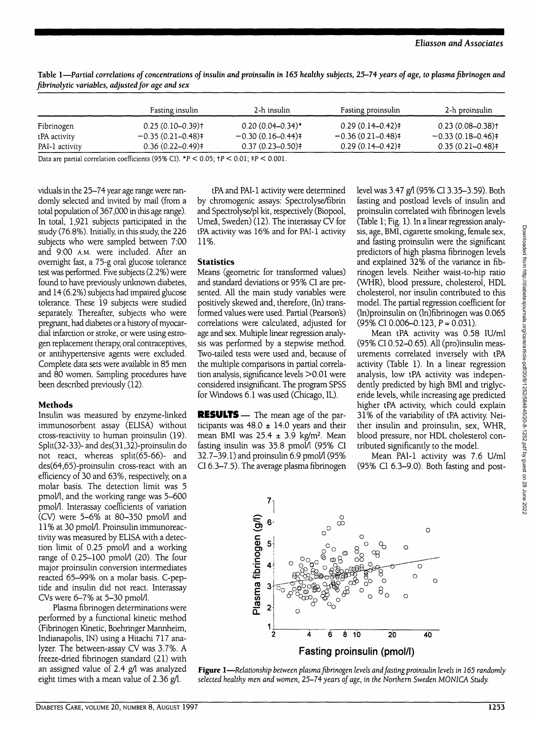Table 1—*Partial correlations of concentrations of insulin and proinsulin in 165 healthy subjects, 25–74 years of age, to plasma fibrinogen and fibrinolytic variables, adjusted for age and sex*

| | Fasting insulin | 2-h insulin | Fasting proinsulin | 2-h proinsulin |
|---|---|---|---|---|
| Fibrinogen | 0.25 (0.10–0.39)† | 0.20 (0.04–0.34)* | 0.29 (0.14–0.42)‡ | 0.23 (0.08–0.38)† |
| tPA activity | −0.35 (0.21–0.48)‡ | −0.30 (0.16–0.44)‡ | −0.36 (0.21–0.48)‡ | −0.33 (0.18–0.46)‡ |
| PAI-1 activity | 0.36 (0.22–0.49)‡ | 0.37 (0.23–0.50)‡ | 0.29 (0.14–0.42)‡ | 0.35 (0.21–0.48)‡ |

Data are partial correlation coefficients (95% CI). $*P < 0.05$; $†P < 0.01$; $‡P < 0.001$.

viduals in the 25–74 year age range were randomly selected and invited by mail (from a total population of 367,000 in this age range). In total, 1,921 subjects participated in the study (76.8%). Initially, in this study, the 226 subjects who were sampled between 7:00 and 9:00 A.M. were included. After an overnight fast, a 75-g oral glucose tolerance test was performed. Five subjects (2.2%) were found to have previously unknown diabetes, and 14 (6.2%) subjects had impaired glucose tolerance. These 19 subjects were studied separately. Thereafter, subjects who were pregnant, had diabetes or a history of myocardial infarction or stroke, or were using estrogen replacement therapy, oral contraceptives, or antihypertensive agents were excluded. Complete data sets were available in 85 men and 80 women. Sampling procedures have been described previously (12).

## Methods

Insulin was measured by enzyme-linked immunosorbent assay (ELISA) without cross-reactivity to human proinsulin (19). Split(32-33)- and des(31,32)-proinsulin do not react, whereas split(65-66)- and des(64,65)-proinsulin cross-react with an efficiency of 30 and 63%, respectively, on a molar basis. The detection limit was 5 pmol/l, and the working range was 5–600 pmol/l. Interassay coefficients of variation (CV) were 5–6% at 80–350 pmol/l and 11% at 30 pmol/l. Proinsulin immunoreactivity was measured by ELISA with a detection limit of 0.25 pmol/l and a working range of 0.25–100 pmol/l (20). The four major proinsulin conversion intermediates reacted 65–99% on a molar basis. C-peptide and insulin did not react. Interassay CVs were 6–7% at 5–30 pmol/l.

Plasma fibrinogen determinations were performed by a functional kinetic method (Fibrinogen Kinetic, Boehringer Mannheim, Indianapolis, IN) using a Hitachi 717 analyzer. The between-assay CV was 3.7%. A freeze-dried fibrinogen standard (21) with an assigned value of 2.4 g/l was analyzed eight times with a mean value of 2.36 g/l.

tPA and PAI-1 activity were determined by chromogenic assays: Spectrolyse/fibrin and Spectrolyse/pl kit, respectively (Biopool, Umeå, Sweden) (12). The interassay CV for tPA activity was 16% and for PAI-1 activity 11%.

## Statistics

Means (geometric for transformed values) and standard deviations or 95% CI are presented. All the main study variables were positively skewed and, therefore, (ln) transformed values were used. Partial (Pearson's) correlations were calculated, adjusted for age and sex. Multiple linear regression analysis was performed by a stepwise method. Two-tailed tests were used and, because of the multiple comparisons in partial correlation analysis, significance levels >0.01 were considered insignificant. The program SPSS for Windows 6.1 was used (Chicago, IL).

**RESULTS** — The mean age of the participants was 48.0 ± 14.0 years and their mean BMI was 25.4 ± 3.9 kg/m$^2$. Mean fasting insulin was 35.8 pmol/l (95% CI 32.7–39.1) and proinsulin 6.9 pmol/l (95% CI 6.3–7.5). The average plasma fibrinogen level was 3.47 g/l (95% CI 3.35–3.59). Both fasting and postload levels of insulin and proinsulin correlated with fibrinogen levels (Table 1; Fig. 1). In a linear regression analysis, age, BMI, cigarette smoking, female sex, and fasting proinsulin were the significant predictors of high plasma fibrinogen levels and explained 32% of the variance in fibrinogen levels. Neither waist-to-hip ratio (WHR), blood pressure, cholesterol, HDL cholesterol, nor insulin contributed to this model. The partial regression coefficient for (ln)proinsulin on (ln)fibrinogen was 0.065 (95% CI 0.006–0.123, $P = 0.031$).

Mean tPA activity was 0.58 IU/ml (95% CI 0.52–0.65). All (pro)insulin measurements correlated inversely with tPA activity (Table 1). In a linear regression analysis, low tPA activity was independently predicted by high BMI and triglyceride levels, while increasing age predicted higher tPA activity, which could explain 31% of the variability of tPA activity. Neither insulin and proinsulin, sex, WHR, blood pressure, nor HDL cholesterol contributed significantly to the model.

Mean PAI-1 activity was 7.6 U/ml (95% CI 6.3–9.0). Both fasting and post-

**Figure 1**—*Relationship between plasma fibrinogen levels and fasting proinsulin levels in 165 randomly selected healthy men and women, 25–74 years of age, in the Northern Sweden MONICA Study.*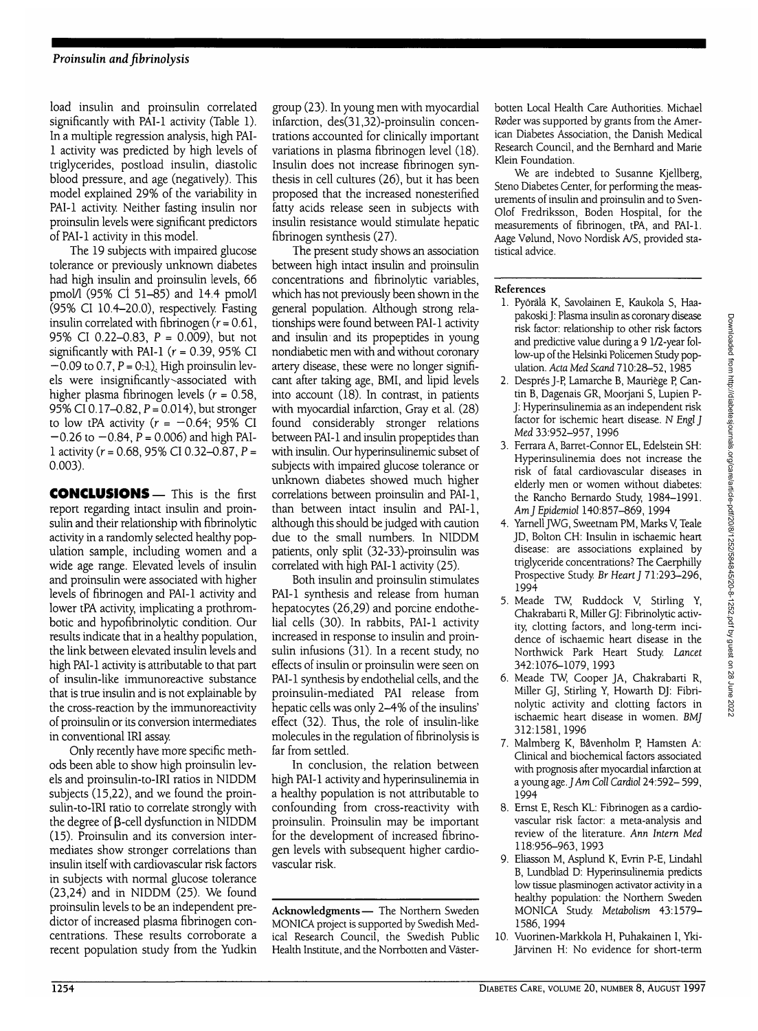load insulin and proinsulin correlated significantly with PAI-1 activity (Table 1). In a multiple regression analysis, high PAI-1 activity was predicted by high levels of triglycerides, postload insulin, diastolic blood pressure, and age (negatively). This model explained 29% of the variability in PAI-1 activity. Neither fasting insulin nor proinsulin levels were significant predictors of PAI-1 activity in this model.

The 19 subjects with impaired glucose tolerance or previously unknown diabetes had high insulin and proinsulin levels, 66 pmol/l (95% CI 51–85) and 14.4 pmol/l (95% CI 10.4–20.0), respectively. Fasting insulin correlated with fibrinogen ($r = 0.61$, 95% CI 0.22–0.83, $P = 0.009$), but not significantly with PAI-1 ($r = 0.39$, 95% CI −0.09 to 0.7, $P = 0.1$). High proinsulin levels were insignificantly associated with higher plasma fibrinogen levels ($r = 0.58$, 95% CI 0.17–0.82, $P = 0.014$), but stronger to low tPA activity ($r = -0.64$; 95% CI −0.26 to −0.84, $P = 0.006$) and high PAI-1 activity ($r = 0.68$, 95% CI 0.32–0.87, $P = 0.003$).

**CONCLUSIONS** — This is the first report regarding intact insulin and proinsulin and their relationship with fibrinolytic activity in a randomly selected healthy population sample, including women and a wide age range. Elevated levels of insulin and proinsulin were associated with higher levels of fibrinogen and PAI-1 activity and lower tPA activity, implicating a prothrombotic and hypofibrinolytic condition. Our results indicate that in a healthy population, the link between elevated insulin levels and high PAI-1 activity is attributable to that part of insulin-like immunoreactive substance that is true insulin and is not explainable by the cross-reaction by the immunoreactivity of proinsulin or its conversion intermediates in conventional IRI assay.

Only recently have more specific methods been able to show high proinsulin levels and proinsulin-to-IRI ratios in NIDDM subjects (15,22), and we found the proinsulin-to-IRI ratio to correlate strongly with the degree of β-cell dysfunction in NIDDM (15). Proinsulin and its conversion intermediates show stronger correlations than insulin itself with cardiovascular risk factors in subjects with normal glucose tolerance (23,24) and in NIDDM (25). We found proinsulin levels to be an independent predictor of increased plasma fibrinogen concentrations. These results corroborate a recent population study from the Yudkin group (23). In young men with myocardial infarction, des(31,32)-proinsulin concentrations accounted for clinically important variations in plasma fibrinogen level (18). Insulin does not increase fibrinogen synthesis in cell cultures (26), but it has been proposed that the increased nonesterified fatty acids release seen in subjects with insulin resistance would stimulate hepatic fibrinogen synthesis (27).

The present study shows an association between high intact insulin and proinsulin concentrations and fibrinolytic variables, which has not previously been shown in the general population. Although strong relationships were found between PAI-1 activity and insulin and its propeptides in young nondiabetic men with and without coronary artery disease, these were no longer significant after taking age, BMI, and lipid levels into account (18). In contrast, in patients with myocardial infarction, Gray et al. (28) found considerably stronger relations between PAI-1 and insulin propeptides than with insulin. Our hyperinsulinemic subset of subjects with impaired glucose tolerance or unknown diabetes showed much higher correlations between proinsulin and PAI-1, than between intact insulin and PAI-1, although this should be judged with caution due to the small numbers. In NIDDM patients, only split (32-33)-proinsulin was correlated with high PAI-1 activity (25).

Both insulin and proinsulin stimulates PAI-1 synthesis and release from human hepatocytes (26,29) and porcine endothelial cells (30). In rabbits, PAI-1 activity increased in response to insulin and proinsulin infusions (31). In a recent study, no effects of insulin or proinsulin were seen on PAI-1 synthesis by endothelial cells, and the proinsulin-mediated PAI release from hepatic cells was only 2–4% of the insulins' effect (32). Thus, the role of insulin-like molecules in the regulation of fibrinolysis is far from settled.

In conclusion, the relation between high PAI-1 activity and hyperinsulinemia in a healthy population is not attributable to confounding from cross-reactivity with proinsulin. Proinsulin may be important for the development of increased fibrinogen levels with subsequent higher cardiovascular risk.

---

**Acknowledgments** — The Northern Sweden MONICA project is supported by Swedish Medical Research Council, the Swedish Public Health Institute, and the Norrbotten and Västerbotten Local Health Care Authorities. Michael Røder was supported by grants from the American Diabetes Association, the Danish Medical Research Council, and the Bernhard and Marie Klein Foundation.

We are indebted to Susanne Kjellberg, Steno Diabetes Center, for performing the measurements of insulin and proinsulin and to Sven-Olof Fredriksson, Boden Hospital, for the measurements of fibrinogen, tPA, and PAI-1. Aage Vølund, Novo Nordisk A/S, provided statistical advice.

## References

1. Pyörälä K, Savolainen E, Kaukola S, Haapakoski J: Plasma insulin as coronary disease risk factor: relationship to other risk factors and predictive value during a 9 1/2-year follow-up of the Helsinki Policemen Study population. *Acta Med Scand* 710:28–52, 1985
2. Desprès J-P, Lamarche B, Mauriège P, Cantin B, Dagenais GR, Moorjani S, Lupien P-J: Hyperinsulinemia as an independent risk factor for ischemic heart disease. *N Engl J Med* 33:952–957, 1996
3. Ferrara A, Barret-Connor EL, Edelstein SH: Hyperinsulinemia does not increase the risk of fatal cardiovascular diseases in elderly men or women without diabetes: the Rancho Bernardo Study, 1984–1991. *Am J Epidemiol* 140:857–869, 1994
4. Yarnell JWG, Sweetnam PM, Marks V, Teale JD, Bolton CH: Insulin in ischaemic heart disease: are associations explained by triglyceride concentrations? The Caerphilly Prospective Study. *Br Heart J* 71:293–296, 1994
5. Meade TW, Ruddock V, Stirling Y, Chakrabarti R, Miller GJ: Fibrinolytic activity, clotting factors, and long-term incidence of ischaemic heart disease in the Northwick Park Heart Study. *Lancet* 342:1076–1079, 1993
6. Meade TW, Cooper JA, Chakrabarti R, Miller GJ, Stirling Y, Howarth DJ: Fibrinolytic activity and clotting factors in ischaemic heart disease in women. *BMJ* 312:1581, 1996
7. Malmberg K, Båvenholm P, Hamsten A: Clinical and biochemical factors associated with prognosis after myocardial infarction at a young age. *J Am Coll Cardiol* 24:592–599, 1994
8. Ernst E, Resch KL: Fibrinogen as a cardiovascular risk factor: a meta-analysis and review of the literature. *Ann Intern Med* 118:956–963, 1993
9. Eliasson M, Asplund K, Evrin P-E, Lindahl B, Lundblad D: Hyperinsulinemia predicts low tissue plasminogen activator activity in a healthy population: the Northern Sweden MONICA Study. *Metabolism* 43:1579–1586, 1994
10. Vuorinen-Markkola H, Puhakainen I, Yki-Järvinen H: No evidence for short-term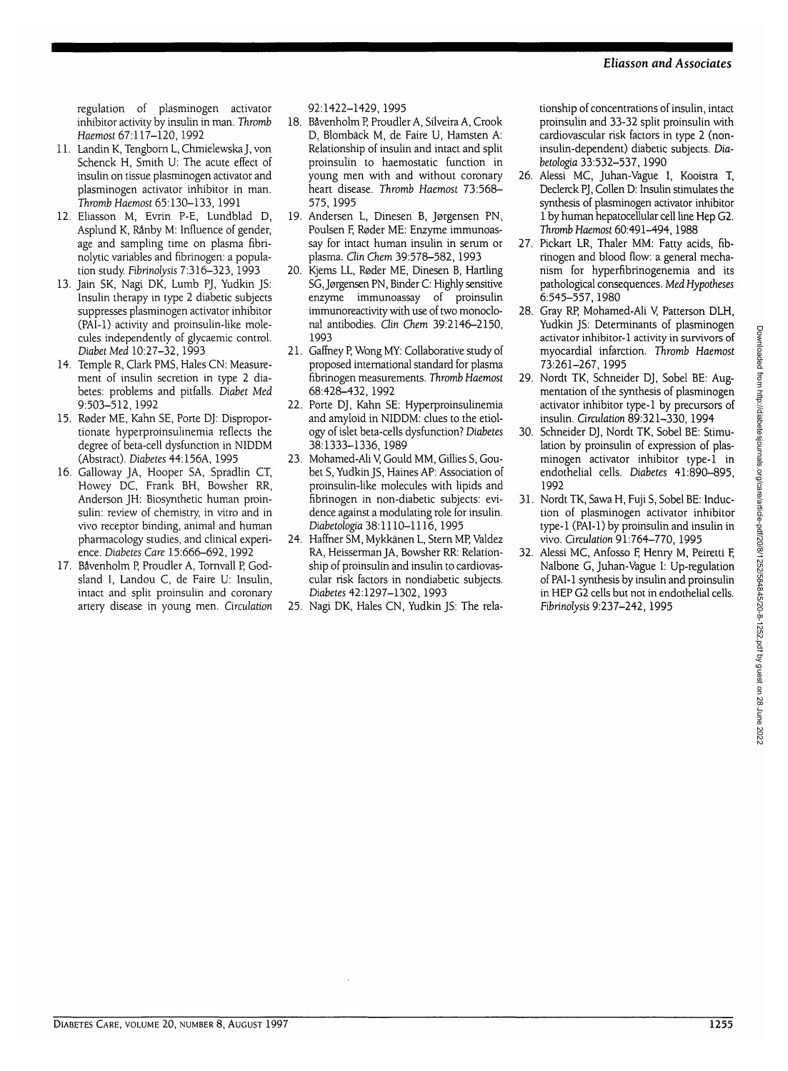regulation of plasminogen activator inhibitor activity by insulin in man. *Thromb Haemost* 67:117–120, 1992

11. Landin K, Tengborn L, Chmielewska J, von Schenck H, Smith U: The acute effect of insulin on tissue plasminogen activator and plasminogen activator inhibitor in man. *Thromb Haemost* 65:130–133, 1991
12. Eliasson M, Evrin P-E, Lundblad D, Asplund K, Rånby M: Influence of gender, age and sampling time on plasma fibrinolytic variables and fibrinogen: a population study. *Fibrinolysis* 7:316–323, 1993
13. Jain SK, Nagi DK, Lumb PJ, Yudkin JS: Insulin therapy in type 2 diabetic subjects suppresses plasminogen activator inhibitor (PAI-1) activity and proinsulin-like molecules independently of glycaemic control. *Diabet Med* 10:27–32, 1993
14. Temple R, Clark PMS, Hales CN: Measurement of insulin secretion in type 2 diabetes: problems and pitfalls. *Diabet Med* 9:503–512, 1992
15. Røder ME, Kahn SE, Porte DJ: Disproportionate hyperproinsulinemia reflects the degree of beta-cell dysfunction in NIDDM (Abstract). *Diabetes* 44:156A, 1995
16. Galloway JA, Hooper SA, Spradlin CT, Howey DC, Frank BH, Bowsher RR, Anderson JH: Biosynthetic human proinsulin: review of chemistry, in vitro and in vivo receptor binding, animal and human pharmacology studies, and clinical experience. *Diabetes Care* 15:666–692, 1992
17. Båvenholm P, Proudler A, Tornvall P, Godsland I, Landou C, de Faire U: Insulin, intact and split proinsulin and coronary artery disease in young men. *Circulation* 92:1422–1429, 1995
18. Båvenholm P, Proudler A, Silveira A, Crook D, Blombäck M, de Faire U, Hamsten A: Relationship of insulin and intact and split proinsulin to haemostatic function in young men with and without coronary heart disease. *Thromb Haemost* 73:568–575, 1995
19. Andersen L, Dinesen B, Jørgensen PN, Poulsen F, Røder ME: Enzyme immunoassay for intact human insulin in serum or plasma. *Clin Chem* 39:578–582, 1993
20. Kjems LL, Røder ME, Dinesen B, Hartling SG, Jørgensen PN, Binder C: Highly sensitive enzyme immunoassay of proinsulin immunoreactivity with use of two monoclonal antibodies. *Clin Chem* 39:2146–2150, 1993
21. Gaffney P, Wong MY: Collaborative study of proposed international standard for plasma fibrinogen measurements. *Thromb Haemost* 68:428–432, 1992
22. Porte DJ, Kahn SE: Hyperproinsulinemia and amyloid in NIDDM: clues to the etiology of islet beta-cells dysfunction? *Diabetes* 38:1333–1336, 1989
23. Mohamed-Ali V, Gould MM, Gillies S, Goubet S, Yudkin JS, Haines AP: Association of proinsulin-like molecules with lipids and fibrinogen in non-diabetic subjects: evidence against a modulating role for insulin. *Diabetologia* 38:1110–1116, 1995
24. Haffner SM, Mykkänen L, Stern MP, Valdez RA, Heisserman JA, Bowsher RR: Relationship of proinsulin and insulin to cardiovascular risk factors in nondiabetic subjects. *Diabetes* 42:1297–1302, 1993
25. Nagi DK, Hales CN, Yudkin JS: The relationship of concentrations of insulin, intact proinsulin and 33-32 split proinsulin with cardiovascular risk factors in type 2 (non-insulin-dependent) diabetic subjects. *Diabetologia* 33:532–537, 1990
26. Alessi MC, Juhan-Vague I, Kooistra T, Declerck PJ, Collen D: Insulin stimulates the synthesis of plasminogen activator inhibitor 1 by human hepatocellular cell line Hep G2. *Thromb Haemost* 60:491–494, 1988
27. Pickart LR, Thaler MM: Fatty acids, fibrinogen and blood flow: a general mechanism for hyperfibrinogenemia and its pathological consequences. *Med Hypotheses* 6:545–557, 1980
28. Gray RP, Mohamed-Ali V, Patterson DLH, Yudkin JS: Determinants of plasminogen activator inhibitor-1 activity in survivors of myocardial infarction. *Thromb Haemost* 73:261–267, 1995
29. Nordt TK, Schneider DJ, Sobel BE: Augmentation of the synthesis of plasminogen activator inhibitor type-1 by precursors of insulin. *Circulation* 89:321–330, 1994
30. Schneider DJ, Nordt TK, Sobel BE: Stimulation by proinsulin of expression of plasminogen activator inhibitor type-1 in endothelial cells. *Diabetes* 41:890–895, 1992
31. Nordt TK, Sawa H, Fuji S, Sobel BE: Induction of plasminogen activator inhibitor type-1 (PAI-1) by proinsulin and insulin in vivo. *Circulation* 91:764–770, 1995
32. Alessi MC, Anfosso F, Henry M, Peiretti F, Nalbone G, Juhan-Vague I: Up-regulation of PAI-1 synthesis by insulin and proinsulin in HEP G2 cells but not in endothelial cells. *Fibrinolysis* 9:237–242, 1995